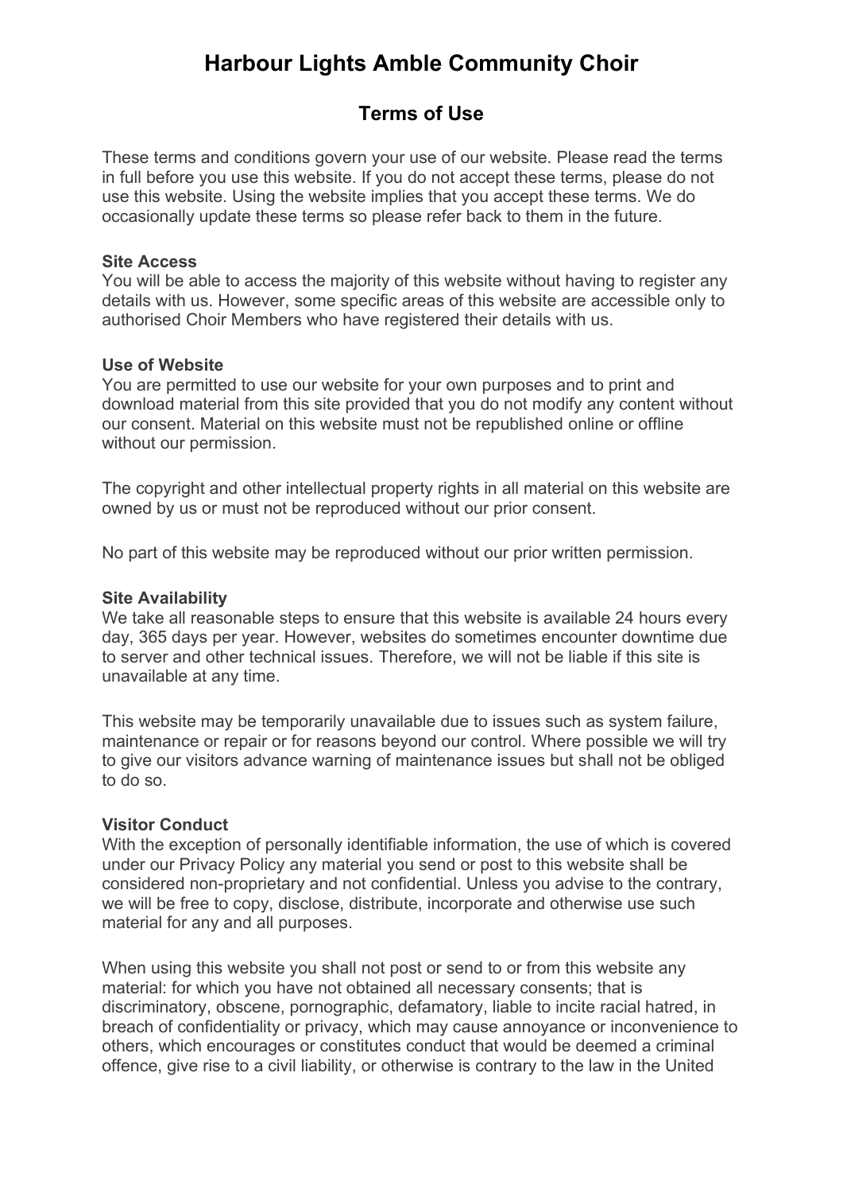# Harbour Lights Amble Community Choir

## Terms of Use

These terms and conditions govern your use of our website. Please read the terms in full before you use this website. If you do not accept these terms, please do not use this website. Using the website implies that you accept these terms. We do occasionally update these terms so please refer back to them in the future.

**Site Access**
You will be able to access the majority of this website without having to register any details with us. However, some specific areas of this website are accessible only to authorised Choir Members who have registered their details with us.

**Use of Website**
You are permitted to use our website for your own purposes and to print and download material from this site provided that you do not modify any content without our consent. Material on this website must not be republished online or offline without our permission.

The copyright and other intellectual property rights in all material on this website are owned by us or must not be reproduced without our prior consent.

No part of this website may be reproduced without our prior written permission.

**Site Availability**
We take all reasonable steps to ensure that this website is available 24 hours every day, 365 days per year. However, websites do sometimes encounter downtime due to server and other technical issues. Therefore, we will not be liable if this site is unavailable at any time.

This website may be temporarily unavailable due to issues such as system failure, maintenance or repair or for reasons beyond our control. Where possible we will try to give our visitors advance warning of maintenance issues but shall not be obliged to do so.

**Visitor Conduct**
With the exception of personally identifiable information, the use of which is covered under our Privacy Policy any material you send or post to this website shall be considered non-proprietary and not confidential. Unless you advise to the contrary, we will be free to copy, disclose, distribute, incorporate and otherwise use such material for any and all purposes.

When using this website you shall not post or send to or from this website any material: for which you have not obtained all necessary consents; that is discriminatory, obscene, pornographic, defamatory, liable to incite racial hatred, in breach of confidentiality or privacy, which may cause annoyance or inconvenience to others, which encourages or constitutes conduct that would be deemed a criminal offence, give rise to a civil liability, or otherwise is contrary to the law in the United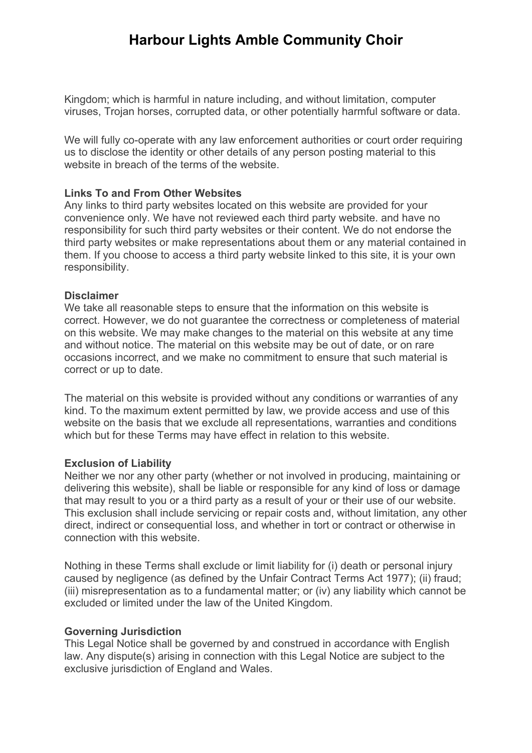Kingdom; which is harmful in nature including, and without limitation, computer viruses, Trojan horses, corrupted data, or other potentially harmful software or data.

We will fully co-operate with any law enforcement authorities or court order requiring us to disclose the identity or other details of any person posting material to this website in breach of the terms of the website.

**Links To and From Other Websites**
Any links to third party websites located on this website are provided for your convenience only. We have not reviewed each third party website. and have no responsibility for such third party websites or their content. We do not endorse the third party websites or make representations about them or any material contained in them. If you choose to access a third party website linked to this site, it is your own responsibility.

**Disclaimer**
We take all reasonable steps to ensure that the information on this website is correct. However, we do not guarantee the correctness or completeness of material on this website. We may make changes to the material on this website at any time and without notice. The material on this website may be out of date, or on rare occasions incorrect, and we make no commitment to ensure that such material is correct or up to date.

The material on this website is provided without any conditions or warranties of any kind. To the maximum extent permitted by law, we provide access and use of this website on the basis that we exclude all representations, warranties and conditions which but for these Terms may have effect in relation to this website.

**Exclusion of Liability**
Neither we nor any other party (whether or not involved in producing, maintaining or delivering this website), shall be liable or responsible for any kind of loss or damage that may result to you or a third party as a result of your or their use of our website. This exclusion shall include servicing or repair costs and, without limitation, any other direct, indirect or consequential loss, and whether in tort or contract or otherwise in connection with this website.

Nothing in these Terms shall exclude or limit liability for (i) death or personal injury caused by negligence (as defined by the Unfair Contract Terms Act 1977); (ii) fraud; (iii) misrepresentation as to a fundamental matter; or (iv) any liability which cannot be excluded or limited under the law of the United Kingdom.

**Governing Jurisdiction**
This Legal Notice shall be governed by and construed in accordance with English law. Any dispute(s) arising in connection with this Legal Notice are subject to the exclusive jurisdiction of England and Wales.